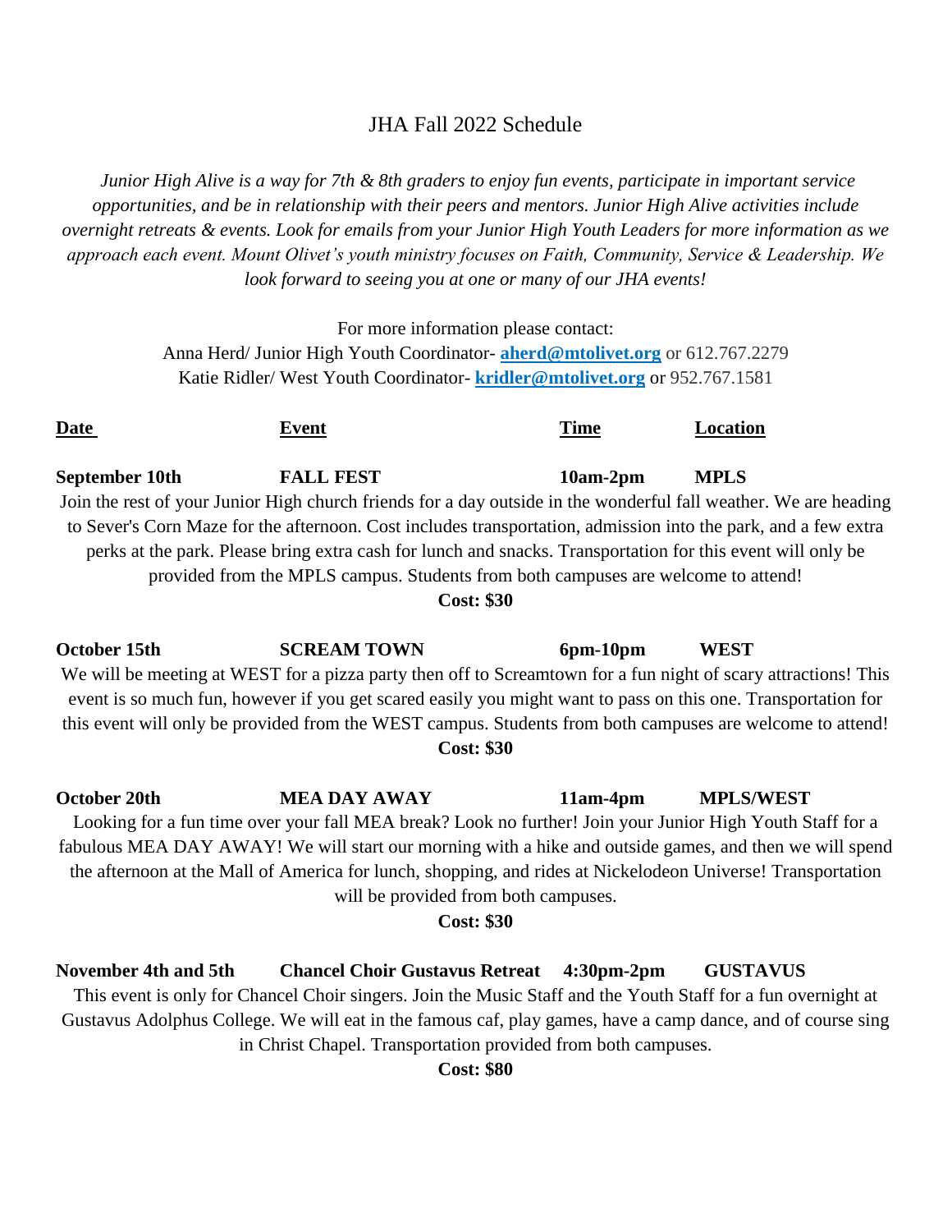# JHA Fall 2022 Schedule

*Junior High Alive is a way for 7th & 8th graders to enjoy fun events, participate in important service opportunities, and be in relationship with their peers and mentors. Junior High Alive activities include overnight retreats & events. Look for emails from your Junior High Youth Leaders for more information as we approach each event. Mount Olivet's youth ministry focuses on Faith, Community, Service & Leadership. We look forward to seeing you at one or many of our JHA events!*

For more information please contact:
Anna Herd/ Junior High Youth Coordinator- **aherd@mtolivet.org** or 612.767.2279
Katie Ridler/ West Youth Coordinator- **kridler@mtolivet.org** or 952.767.1581

| Date | Event | Time | Location |
|---|---|---|---|
| **September 10th** | **FALL FEST** | **10am-2pm** | **MPLS** |

Join the rest of your Junior High church friends for a day outside in the wonderful fall weather. We are heading to Sever's Corn Maze for the afternoon. Cost includes transportation, admission into the park, and a few extra perks at the park. Please bring extra cash for lunch and snacks. Transportation for this event will only be provided from the MPLS campus. Students from both campuses are welcome to attend!

**Cost: $30**

| | | | |
|---|---|---|---|
| **October 15th** | **SCREAM TOWN** | **6pm-10pm** | **WEST** |

We will be meeting at WEST for a pizza party then off to Screamtown for a fun night of scary attractions! This event is so much fun, however if you get scared easily you might want to pass on this one. Transportation for this event will only be provided from the WEST campus. Students from both campuses are welcome to attend!

**Cost: $30**

| | | | |
|---|---|---|---|
| **October 20th** | **MEA DAY AWAY** | **11am-4pm** | **MPLS/WEST** |

Looking for a fun time over your fall MEA break? Look no further! Join your Junior High Youth Staff for a fabulous MEA DAY AWAY! We will start our morning with a hike and outside games, and then we will spend the afternoon at the Mall of America for lunch, shopping, and rides at Nickelodeon Universe! Transportation will be provided from both campuses.

**Cost: $30**

| | | | |
|---|---|---|---|
| **November 4th and 5th** | **Chancel Choir Gustavus Retreat** | **4:30pm-2pm** | **GUSTAVUS** |

This event is only for Chancel Choir singers. Join the Music Staff and the Youth Staff for a fun overnight at Gustavus Adolphus College. We will eat in the famous caf, play games, have a camp dance, and of course sing in Christ Chapel. Transportation provided from both campuses.

**Cost: $80**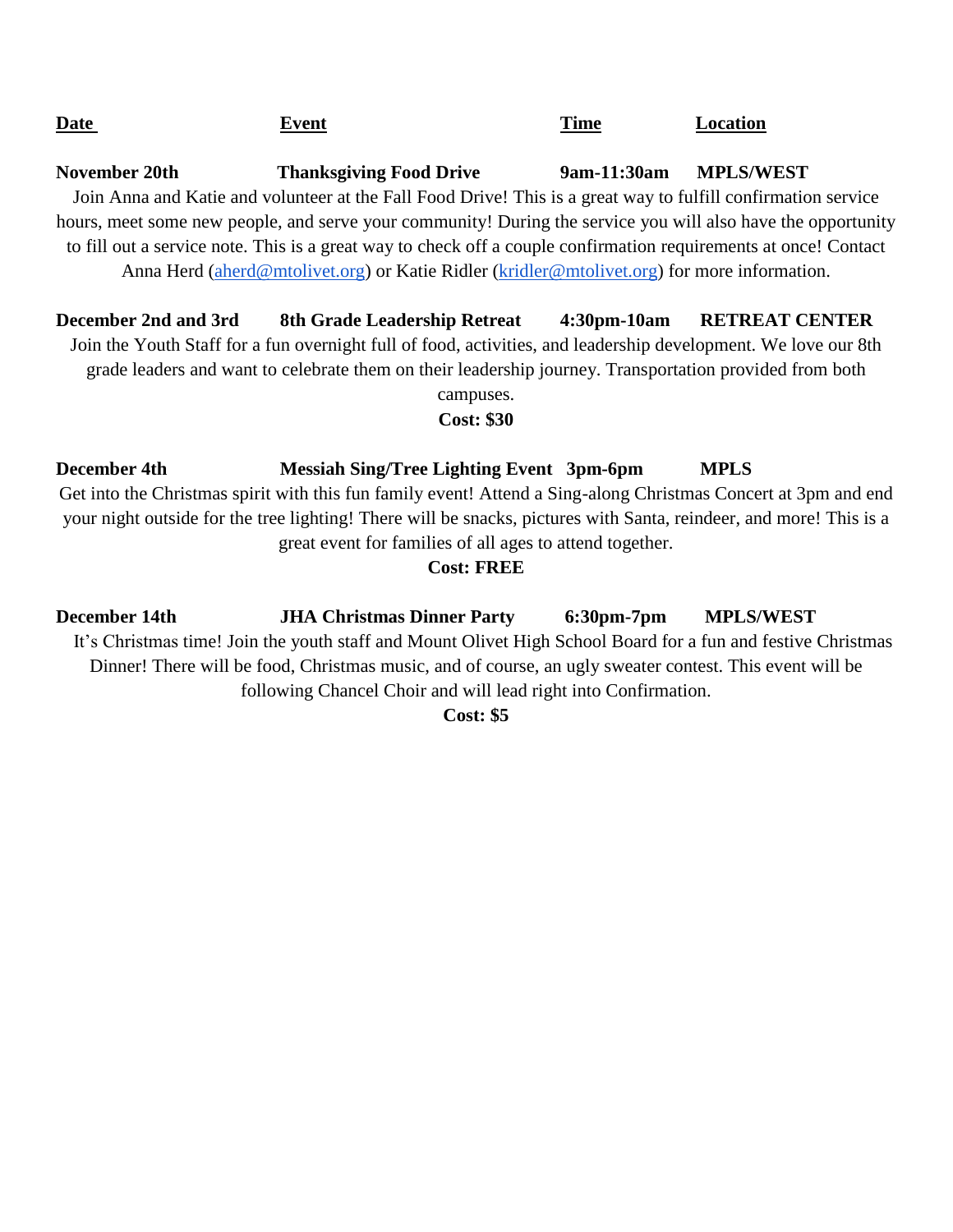| Date | Event | Time | Location |
|---|---|---|---|
| **November 20th** | **Thanksgiving Food Drive** | **9am-11:30am** | **MPLS/WEST** |

Join Anna and Katie and volunteer at the Fall Food Drive! This is a great way to fulfill confirmation service hours, meet some new people, and serve your community! During the service you will also have the opportunity to fill out a service note. This is a great way to check off a couple confirmation requirements at once! Contact Anna Herd (aherd@mtolivet.org) or Katie Ridler (kridler@mtolivet.org) for more information.

| | | | |
|---|---|---|---|
| **December 2nd and 3rd** | **8th Grade Leadership Retreat** | **4:30pm-10am** | **RETREAT CENTER** |

Join the Youth Staff for a fun overnight full of food, activities, and leadership development. We love our 8th grade leaders and want to celebrate them on their leadership journey. Transportation provided from both campuses.

**Cost: $30**

| | | | |
|---|---|---|---|
| **December 4th** | **Messiah Sing/Tree Lighting Event** | **3pm-6pm** | **MPLS** |

Get into the Christmas spirit with this fun family event! Attend a Sing-along Christmas Concert at 3pm and end your night outside for the tree lighting! There will be snacks, pictures with Santa, reindeer, and more! This is a great event for families of all ages to attend together.

**Cost: FREE**

| | | | |
|---|---|---|---|
| **December 14th** | **JHA Christmas Dinner Party** | **6:30pm-7pm** | **MPLS/WEST** |

It's Christmas time! Join the youth staff and Mount Olivet High School Board for a fun and festive Christmas Dinner! There will be food, Christmas music, and of course, an ugly sweater contest. This event will be following Chancel Choir and will lead right into Confirmation.

**Cost: $5**